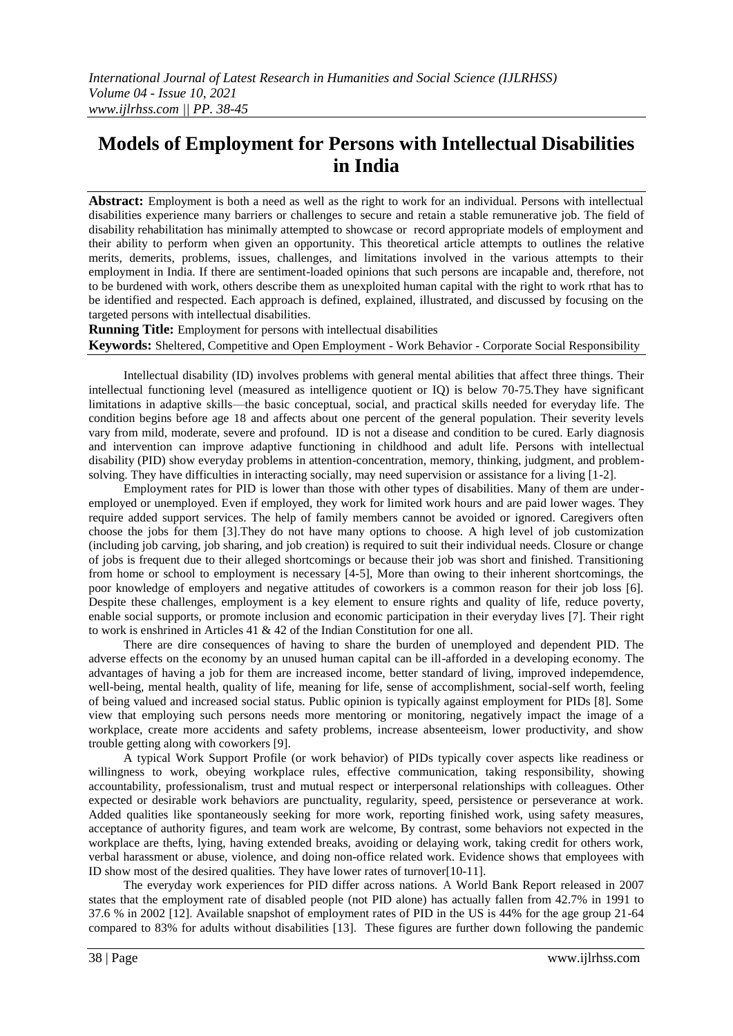# Models of Employment for Persons with Intellectual Disabilities in India

**Abstract:** Employment is both a need as well as the right to work for an individual. Persons with intellectual disabilities experience many barriers or challenges to secure and retain a stable remunerative job. The field of disability rehabilitation has minimally attempted to showcase or record appropriate models of employment and their ability to perform when given an opportunity. This theoretical article attempts to outlines the relative merits, demerits, problems, issues, challenges, and limitations involved in the various attempts to their employment in India. If there are sentiment-loaded opinions that such persons are incapable and, therefore, not to be burdened with work, others describe them as unexploited human capital with the right to work rthat has to be identified and respected. Each approach is defined, explained, illustrated, and discussed by focusing on the targeted persons with intellectual disabilities.

**Running Title:** Employment for persons with intellectual disabilities

**Keywords:** Sheltered, Competitive and Open Employment - Work Behavior - Corporate Social Responsibility

Intellectual disability (ID) involves problems with general mental abilities that affect three things. Their intellectual functioning level (measured as intelligence quotient or IQ) is below 70-75.They have significant limitations in adaptive skills—the basic conceptual, social, and practical skills needed for everyday life. The condition begins before age 18 and affects about one percent of the general population. Their severity levels vary from mild, moderate, severe and profound. ID is not a disease and condition to be cured. Early diagnosis and intervention can improve adaptive functioning in childhood and adult life. Persons with intellectual disability (PID) show everyday problems in attention-concentration, memory, thinking, judgment, and problem-solving. They have difficulties in interacting socially, may need supervision or assistance for a living [1-2].

Employment rates for PID is lower than those with other types of disabilities. Many of them are under-employed or unemployed. Even if employed, they work for limited work hours and are paid lower wages. They require added support services. The help of family members cannot be avoided or ignored. Caregivers often choose the jobs for them [3].They do not have many options to choose. A high level of job customization (including job carving, job sharing, and job creation) is required to suit their individual needs. Closure or change of jobs is frequent due to their alleged shortcomings or because their job was short and finished. Transitioning from home or school to employment is necessary [4-5], More than owing to their inherent shortcomings, the poor knowledge of employers and negative attitudes of coworkers is a common reason for their job loss [6]. Despite these challenges, employment is a key element to ensure rights and quality of life, reduce poverty, enable social supports, or promote inclusion and economic participation in their everyday lives [7]. Their right to work is enshrined in Articles 41 & 42 of the Indian Constitution for one all.

There are dire consequences of having to share the burden of unemployed and dependent PID. The adverse effects on the economy by an unused human capital can be ill-afforded in a developing economy. The advantages of having a job for them are increased income, better standard of living, improved indepemdence, well-being, mental health, quality of life, meaning for life, sense of accomplishment, social-self worth, feeling of being valued and increased social status. Public opinion is typically against employment for PIDs [8]. Some view that employing such persons needs more mentoring or monitoring, negatively impact the image of a workplace, create more accidents and safety problems, increase absenteeism, lower productivity, and show trouble getting along with coworkers [9].

A typical Work Support Profile (or work behavior) of PIDs typically cover aspects like readiness or willingness to work, obeying workplace rules, effective communication, taking responsibility, showing accountability, professionalism, trust and mutual respect or interpersonal relationships with colleagues. Other expected or desirable work behaviors are punctuality, regularity, speed, persistence or perseverance at work. Added qualities like spontaneously seeking for more work, reporting finished work, using safety measures, acceptance of authority figures, and team work are welcome, By contrast, some behaviors not expected in the workplace are thefts, lying, having extended breaks, avoiding or delaying work, taking credit for others work, verbal harassment or abuse, violence, and doing non-office related work. Evidence shows that employees with ID show most of the desired qualities. They have lower rates of turnover[10-11].

The everyday work experiences for PID differ across nations. A World Bank Report released in 2007 states that the employment rate of disabled people (not PID alone) has actually fallen from 42.7% in 1991 to 37.6 % in 2002 [12]. Available snapshot of employment rates of PID in the US is 44% for the age group 21-64 compared to 83% for adults without disabilities [13]. These figures are further down following the pandemic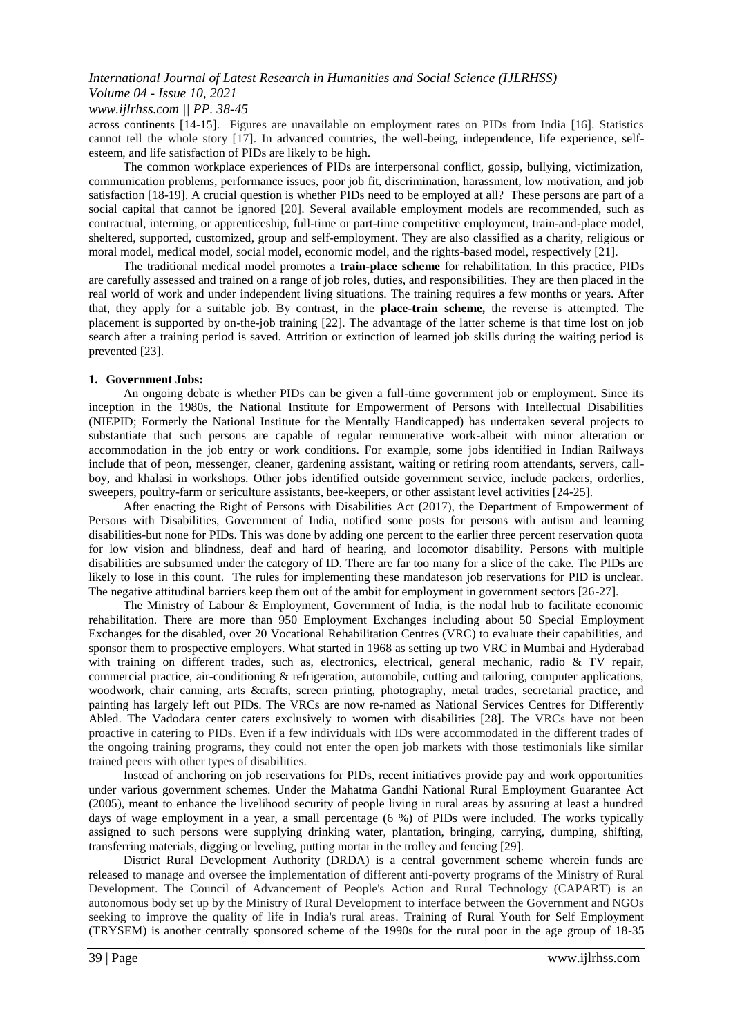across continents [14-15]. Figures are unavailable on employment rates on PIDs from India [16]. Statistics cannot tell the whole story [17]. In advanced countries, the well-being, independence, life experience, self-esteem, and life satisfaction of PIDs are likely to be high.

The common workplace experiences of PIDs are interpersonal conflict, gossip, bullying, victimization, communication problems, performance issues, poor job fit, discrimination, harassment, low motivation, and job satisfaction [18-19]. A crucial question is whether PIDs need to be employed at all? These persons are part of a social capital that cannot be ignored [20]. Several available employment models are recommended, such as contractual, interning, or apprenticeship, full-time or part-time competitive employment, train-and-place model, sheltered, supported, customized, group and self-employment. They are also classified as a charity, religious or moral model, medical model, social model, economic model, and the rights-based model, respectively [21].

The traditional medical model promotes a **train-place scheme** for rehabilitation. In this practice, PIDs are carefully assessed and trained on a range of job roles, duties, and responsibilities. They are then placed in the real world of work and under independent living situations. The training requires a few months or years. After that, they apply for a suitable job. By contrast, in the **place-train scheme,** the reverse is attempted. The placement is supported by on-the-job training [22]. The advantage of the latter scheme is that time lost on job search after a training period is saved. Attrition or extinction of learned job skills during the waiting period is prevented [23].

**1. Government Jobs:**

An ongoing debate is whether PIDs can be given a full-time government job or employment. Since its inception in the 1980s, the National Institute for Empowerment of Persons with Intellectual Disabilities (NIEPID; Formerly the National Institute for the Mentally Handicapped) has undertaken several projects to substantiate that such persons are capable of regular remunerative work-albeit with minor alteration or accommodation in the job entry or work conditions. For example, some jobs identified in Indian Railways include that of peon, messenger, cleaner, gardening assistant, waiting or retiring room attendants, servers, call-boy, and khalasi in workshops. Other jobs identified outside government service, include packers, orderlies, sweepers, poultry-farm or sericulture assistants, bee-keepers, or other assistant level activities [24-25].

After enacting the Right of Persons with Disabilities Act (2017), the Department of Empowerment of Persons with Disabilities, Government of India, notified some posts for persons with autism and learning disabilities-but none for PIDs. This was done by adding one percent to the earlier three percent reservation quota for low vision and blindness, deaf and hard of hearing, and locomotor disability. Persons with multiple disabilities are subsumed under the category of ID. There are far too many for a slice of the cake. The PIDs are likely to lose in this count. The rules for implementing these mandateson job reservations for PID is unclear. The negative attitudinal barriers keep them out of the ambit for employment in government sectors [26-27].

The Ministry of Labour & Employment, Government of India, is the nodal hub to facilitate economic rehabilitation. There are more than 950 Employment Exchanges including about 50 Special Employment Exchanges for the disabled, over 20 Vocational Rehabilitation Centres (VRC) to evaluate their capabilities, and sponsor them to prospective employers. What started in 1968 as setting up two VRC in Mumbai and Hyderabad with training on different trades, such as, electronics, electrical, general mechanic, radio & TV repair, commercial practice, air-conditioning & refrigeration, automobile, cutting and tailoring, computer applications, woodwork, chair canning, arts &crafts, screen printing, photography, metal trades, secretarial practice, and painting has largely left out PIDs. The VRCs are now re-named as National Services Centres for Differently Abled. The Vadodara center caters exclusively to women with disabilities [28]. The VRCs have not been proactive in catering to PIDs. Even if a few individuals with IDs were accommodated in the different trades of the ongoing training programs, they could not enter the open job markets with those testimonials like similar trained peers with other types of disabilities.

Instead of anchoring on job reservations for PIDs, recent initiatives provide pay and work opportunities under various government schemes. Under the Mahatma Gandhi National Rural Employment Guarantee Act (2005), meant to enhance the livelihood security of people living in rural areas by assuring at least a hundred days of wage employment in a year, a small percentage (6 %) of PIDs were included. The works typically assigned to such persons were supplying drinking water, plantation, bringing, carrying, dumping, shifting, transferring materials, digging or leveling, putting mortar in the trolley and fencing [29].

District Rural Development Authority (DRDA) is a central government scheme wherein funds are released to manage and oversee the implementation of different anti-poverty programs of the Ministry of Rural Development. The Council of Advancement of People's Action and Rural Technology (CAPART) is an autonomous body set up by the Ministry of Rural Development to interface between the Government and NGOs seeking to improve the quality of life in India's rural areas. Training of Rural Youth for Self Employment (TRYSEM) is another centrally sponsored scheme of the 1990s for the rural poor in the age group of 18-35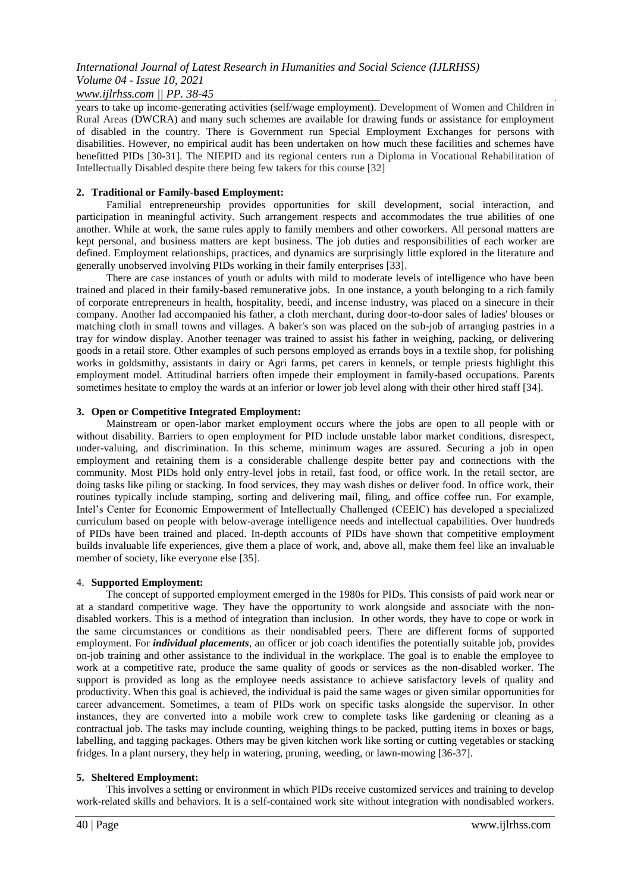years to take up income-generating activities (self/wage employment). Development of Women and Children in Rural Areas (DWCRA) and many such schemes are available for drawing funds or assistance for employment of disabled in the country. There is Government run Special Employment Exchanges for persons with disabilities. However, no empirical audit has been undertaken on how much these facilities and schemes have benefitted PIDs [30-31]. The NIEPID and its regional centers run a Diploma in Vocational Rehabilitation of Intellectually Disabled despite there being few takers for this course [32]

### 2. Traditional or Family-based Employment:

Familial entrepreneurship provides opportunities for skill development, social interaction, and participation in meaningful activity. Such arrangement respects and accommodates the true abilities of one another. While at work, the same rules apply to family members and other coworkers. All personal matters are kept personal, and business matters are kept business. The job duties and responsibilities of each worker are defined. Employment relationships, practices, and dynamics are surprisingly little explored in the literature and generally unobserved involving PIDs working in their family enterprises [33].

There are case instances of youth or adults with mild to moderate levels of intelligence who have been trained and placed in their family-based remunerative jobs. In one instance, a youth belonging to a rich family of corporate entrepreneurs in health, hospitality, beedi, and incense industry, was placed on a sinecure in their company. Another lad accompanied his father, a cloth merchant, during door-to-door sales of ladies' blouses or matching cloth in small towns and villages. A baker's son was placed on the sub-job of arranging pastries in a tray for window display. Another teenager was trained to assist his father in weighing, packing, or delivering goods in a retail store. Other examples of such persons employed as errands boys in a textile shop, for polishing works in goldsmithy, assistants in dairy or Agri farms, pet carers in kennels, or temple priests highlight this employment model. Attitudinal barriers often impede their employment in family-based occupations. Parents sometimes hesitate to employ the wards at an inferior or lower job level along with their other hired staff [34].

### 3. Open or Competitive Integrated Employment:

Mainstream or open-labor market employment occurs where the jobs are open to all people with or without disability. Barriers to open employment for PID include unstable labor market conditions, disrespect, under-valuing, and discrimination. In this scheme, minimum wages are assured. Securing a job in open employment and retaining them is a considerable challenge despite better pay and connections with the community. Most PIDs hold only entry-level jobs in retail, fast food, or office work. In the retail sector, are doing tasks like piling or stacking. In food services, they may wash dishes or deliver food. In office work, their routines typically include stamping, sorting and delivering mail, filing, and office coffee run. For example, Intel's Center for Economic Empowerment of Intellectually Challenged (CEEIC) has developed a specialized curriculum based on people with below-average intelligence needs and intellectual capabilities. Over hundreds of PIDs have been trained and placed. In-depth accounts of PIDs have shown that competitive employment builds invaluable life experiences, give them a place of work, and, above all, make them feel like an invaluable member of society, like everyone else [35].

### 4. Supported Employment:

The concept of supported employment emerged in the 1980s for PIDs. This consists of paid work near or at a standard competitive wage. They have the opportunity to work alongside and associate with the non-disabled workers. This is a method of integration than inclusion. In other words, they have to cope or work in the same circumstances or conditions as their nondisabled peers. There are different forms of supported employment. For ***individual placements***, an officer or job coach identifies the potentially suitable job, provides on-job training and other assistance to the individual in the workplace. The goal is to enable the employee to work at a competitive rate, produce the same quality of goods or services as the non-disabled worker. The support is provided as long as the employee needs assistance to achieve satisfactory levels of quality and productivity. When this goal is achieved, the individual is paid the same wages or given similar opportunities for career advancement. Sometimes, a team of PIDs work on specific tasks alongside the supervisor. In other instances, they are converted into a mobile work crew to complete tasks like gardening or cleaning as a contractual job. The tasks may include counting, weighing things to be packed, putting items in boxes or bags, labelling, and tagging packages. Others may be given kitchen work like sorting or cutting vegetables or stacking fridges. In a plant nursery, they help in watering, pruning, weeding, or lawn-mowing [36-37].

### 5. Sheltered Employment:

This involves a setting or environment in which PIDs receive customized services and training to develop work-related skills and behaviors. It is a self-contained work site without integration with nondisabled workers.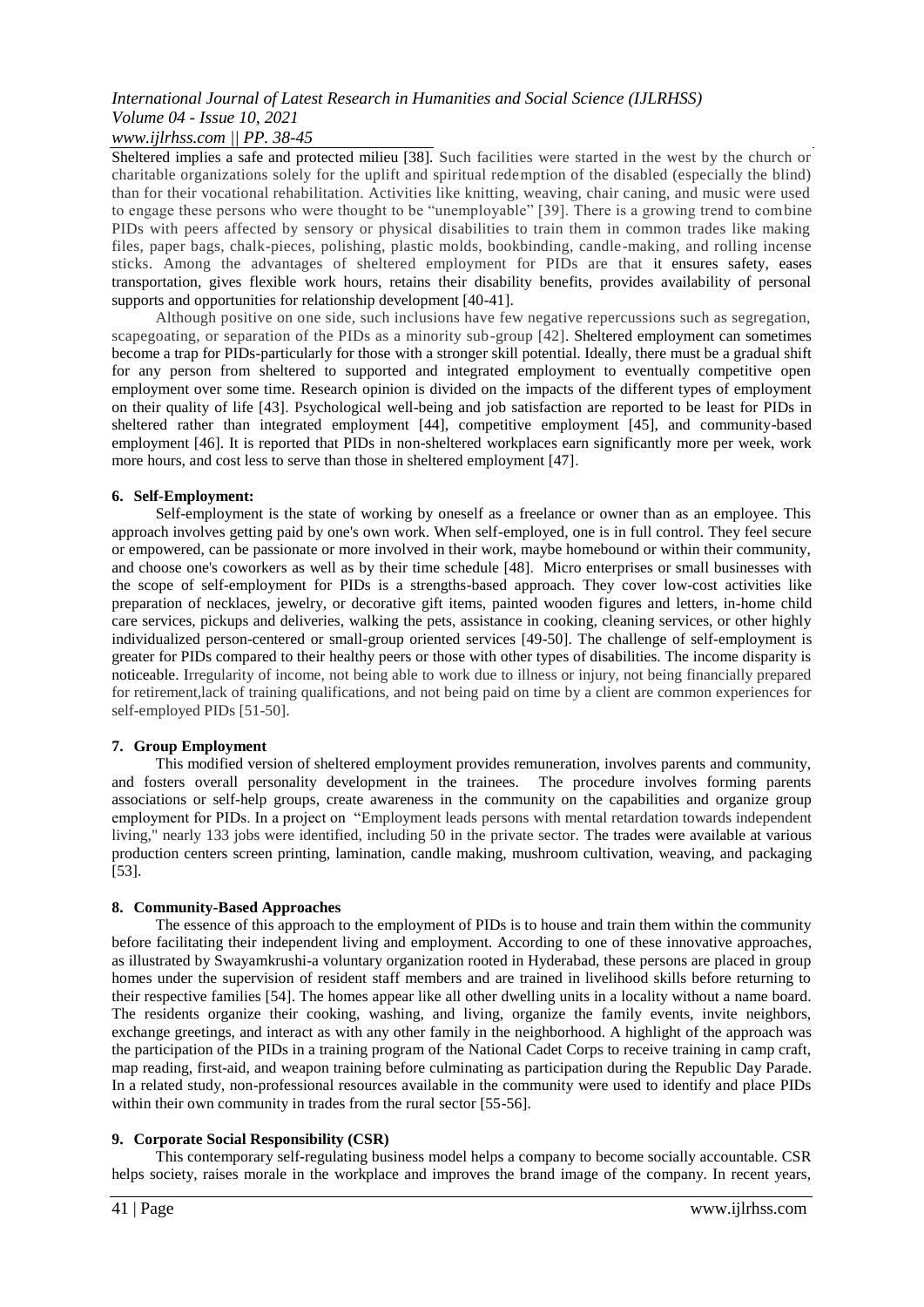Sheltered implies a safe and protected milieu [38]. Such facilities were started in the west by the church or charitable organizations solely for the uplift and spiritual redemption of the disabled (especially the blind) than for their vocational rehabilitation. Activities like knitting, weaving, chair caning, and music were used to engage these persons who were thought to be "unemployable" [39]. There is a growing trend to combine PIDs with peers affected by sensory or physical disabilities to train them in common trades like making files, paper bags, chalk-pieces, polishing, plastic molds, bookbinding, candle-making, and rolling incense sticks. Among the advantages of sheltered employment for PIDs are that it ensures safety, eases transportation, gives flexible work hours, retains their disability benefits, provides availability of personal supports and opportunities for relationship development [40-41].

Although positive on one side, such inclusions have few negative repercussions such as segregation, scapegoating, or separation of the PIDs as a minority sub-group [42]. Sheltered employment can sometimes become a trap for PIDs-particularly for those with a stronger skill potential. Ideally, there must be a gradual shift for any person from sheltered to supported and integrated employment to eventually competitive open employment over some time. Research opinion is divided on the impacts of the different types of employment on their quality of life [43]. Psychological well-being and job satisfaction are reported to be least for PIDs in sheltered rather than integrated employment [44], competitive employment [45], and community-based employment [46]. It is reported that PIDs in non-sheltered workplaces earn significantly more per week, work more hours, and cost less to serve than those in sheltered employment [47].

## 6. Self-Employment:

Self-employment is the state of working by oneself as a freelance or owner than as an employee. This approach involves getting paid by one's own work. When self-employed, one is in full control. They feel secure or empowered, can be passionate or more involved in their work, maybe homebound or within their community, and choose one's coworkers as well as by their time schedule [48]. Micro enterprises or small businesses with the scope of self-employment for PIDs is a strengths-based approach. They cover low-cost activities like preparation of necklaces, jewelry, or decorative gift items, painted wooden figures and letters, in-home child care services, pickups and deliveries, walking the pets, assistance in cooking, cleaning services, or other highly individualized person-centered or small-group oriented services [49-50]. The challenge of self-employment is greater for PIDs compared to their healthy peers or those with other types of disabilities. The income disparity is noticeable. Irregularity of income, not being able to work due to illness or injury, not being financially prepared for retirement,lack of training qualifications, and not being paid on time by a client are common experiences for self-employed PIDs [51-50].

## 7. Group Employment

This modified version of sheltered employment provides remuneration, involves parents and community, and fosters overall personality development in the trainees. The procedure involves forming parents associations or self-help groups, create awareness in the community on the capabilities and organize group employment for PIDs. In a project on "Employment leads persons with mental retardation towards independent living," nearly 133 jobs were identified, including 50 in the private sector. The trades were available at various production centers screen printing, lamination, candle making, mushroom cultivation, weaving, and packaging [53].

## 8. Community-Based Approaches

The essence of this approach to the employment of PIDs is to house and train them within the community before facilitating their independent living and employment. According to one of these innovative approaches, as illustrated by Swayamkrushi-a voluntary organization rooted in Hyderabad, these persons are placed in group homes under the supervision of resident staff members and are trained in livelihood skills before returning to their respective families [54]. The homes appear like all other dwelling units in a locality without a name board. The residents organize their cooking, washing, and living, organize the family events, invite neighbors, exchange greetings, and interact as with any other family in the neighborhood. A highlight of the approach was the participation of the PIDs in a training program of the National Cadet Corps to receive training in camp craft, map reading, first-aid, and weapon training before culminating as participation during the Republic Day Parade. In a related study, non-professional resources available in the community were used to identify and place PIDs within their own community in trades from the rural sector [55-56].

## 9. Corporate Social Responsibility (CSR)

This contemporary self-regulating business model helps a company to become socially accountable. CSR helps society, raises morale in the workplace and improves the brand image of the company. In recent years,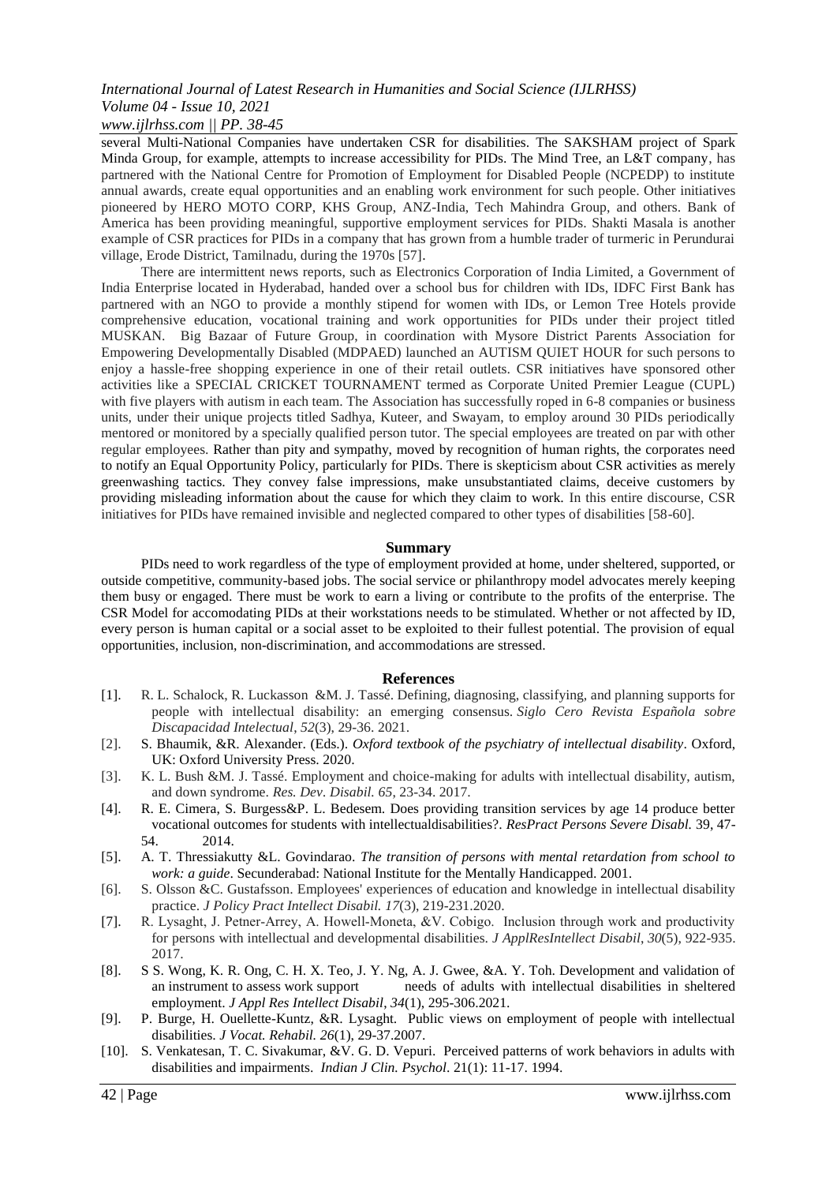several Multi-National Companies have undertaken CSR for disabilities. The SAKSHAM project of Spark Minda Group, for example, attempts to increase accessibility for PIDs. The Mind Tree, an L&T company, has partnered with the National Centre for Promotion of Employment for Disabled People (NCPEDP) to institute annual awards, create equal opportunities and an enabling work environment for such people. Other initiatives pioneered by HERO MOTO CORP, KHS Group, ANZ-India, Tech Mahindra Group, and others. Bank of America has been providing meaningful, supportive employment services for PIDs. Shakti Masala is another example of CSR practices for PIDs in a company that has grown from a humble trader of turmeric in Perundurai village, Erode District, Tamilnadu, during the 1970s [57].

There are intermittent news reports, such as Electronics Corporation of India Limited, a Government of India Enterprise located in Hyderabad, handed over a school bus for children with IDs, IDFC First Bank has partnered with an NGO to provide a monthly stipend for women with IDs, or Lemon Tree Hotels provide comprehensive education, vocational training and work opportunities for PIDs under their project titled MUSKAN. Big Bazaar of Future Group, in coordination with Mysore District Parents Association for Empowering Developmentally Disabled (MDPAED) launched an AUTISM QUIET HOUR for such persons to enjoy a hassle-free shopping experience in one of their retail outlets. CSR initiatives have sponsored other activities like a SPECIAL CRICKET TOURNAMENT termed as Corporate United Premier League (CUPL) with five players with autism in each team. The Association has successfully roped in 6-8 companies or business units, under their unique projects titled Sadhya, Kuteer, and Swayam, to employ around 30 PIDs periodically mentored or monitored by a specially qualified person tutor. The special employees are treated on par with other regular employees. Rather than pity and sympathy, moved by recognition of human rights, the corporates need to notify an Equal Opportunity Policy, particularly for PIDs. There is skepticism about CSR activities as merely greenwashing tactics. They convey false impressions, make unsubstantiated claims, deceive customers by providing misleading information about the cause for which they claim to work. In this entire discourse, CSR initiatives for PIDs have remained invisible and neglected compared to other types of disabilities [58-60].

## Summary

PIDs need to work regardless of the type of employment provided at home, under sheltered, supported, or outside competitive, community-based jobs. The social service or philanthropy model advocates merely keeping them busy or engaged. There must be work to earn a living or contribute to the profits of the enterprise. The CSR Model for accomodating PIDs at their workstations needs to be stimulated. Whether or not affected by ID, every person is human capital or a social asset to be exploited to their fullest potential. The provision of equal opportunities, inclusion, non-discrimination, and accommodations are stressed.

## References

[1]. R. L. Schalock, R. Luckasson &M. J. Tassé. Defining, diagnosing, classifying, and planning supports for people with intellectual disability: an emerging consensus. *Siglo Cero Revista Española sobre Discapacidad Intelectual*, *52*(3), 29-36. 2021.

[2]. S. Bhaumik, &R. Alexander. (Eds.). *Oxford textbook of the psychiatry of intellectual disability*. Oxford, UK: Oxford University Press. 2020.

[3]. K. L. Bush &M. J. Tassé. Employment and choice-making for adults with intellectual disability, autism, and down syndrome. *Res. Dev. Disabil. 65*, 23-34. 2017.

[4]. R. E. Cimera, S. Burgess&P. L. Bedesem. Does providing transition services by age 14 produce better vocational outcomes for students with intellectualdisabilities?. *ResPract Persons Severe Disabl.* 39, 47-54. 2014.

[5]. A. T. Thressiakutty &L. Govindarao. *The transition of persons with mental retardation from school to work: a guide*. Secunderabad: National Institute for the Mentally Handicapped. 2001.

[6]. S. Olsson &C. Gustafsson. Employees' experiences of education and knowledge in intellectual disability practice. *J Policy Pract Intellect Disabil. 17*(3), 219-231.2020.

[7]. R. Lysaght, J. Petner-Arrey, A. Howell-Moneta, &V. Cobigo. Inclusion through work and productivity for persons with intellectual and developmental disabilities. *J ApplResIntellect Disabil*, *30*(5), 922-935. 2017.

[8]. S S. Wong, K. R. Ong, C. H. X. Teo, J. Y. Ng, A. J. Gwee, &A. Y. Toh. Development and validation of an instrument to assess work support needs of adults with intellectual disabilities in sheltered employment. *J Appl Res Intellect Disabil*, *34*(1), 295-306.2021.

[9]. P. Burge, H. Ouellette-Kuntz, &R. Lysaght. Public views on employment of people with intellectual disabilities. *J Vocat. Rehabil. 26*(1), 29-37.2007.

[10]. S. Venkatesan, T. C. Sivakumar, &V. G. D. Vepuri. Perceived patterns of work behaviors in adults with disabilities and impairments. *Indian J Clin. Psychol*. 21(1): 11-17. 1994.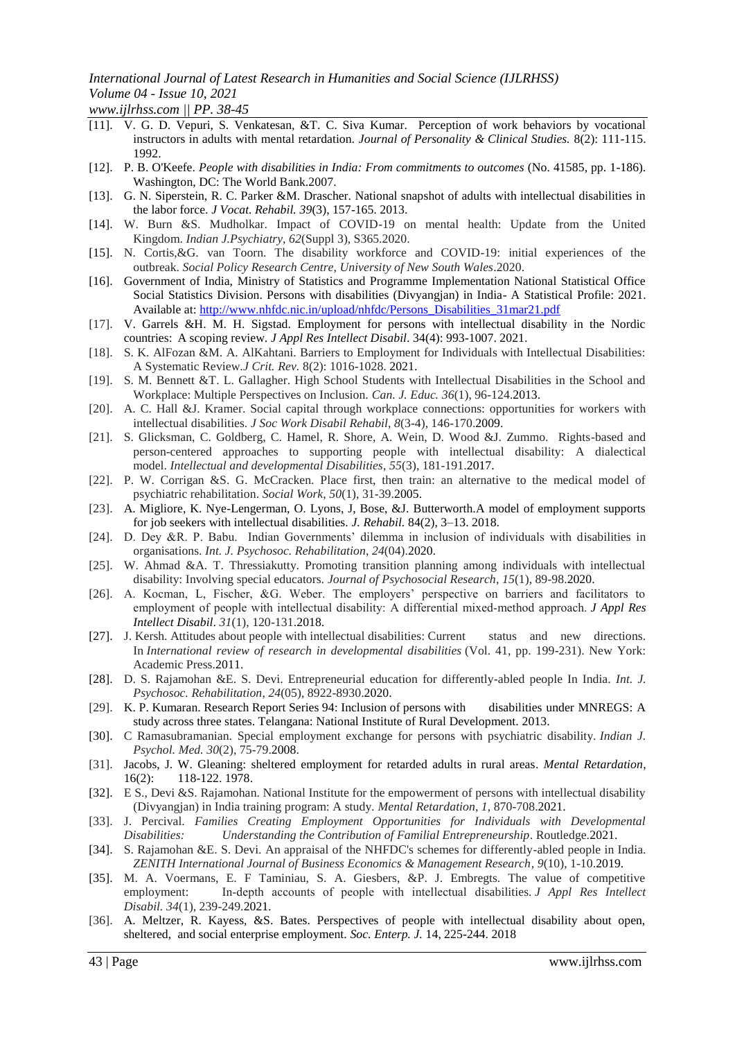[11]. V. G. D. Vepuri, S. Venkatesan, &T. C. Siva Kumar. Perception of work behaviors by vocational instructors in adults with mental retardation. *Journal of Personality & Clinical Studies.* 8(2): 111-115. 1992.

[12]. P. B. O'Keefe. *People with disabilities in India: From commitments to outcomes* (No. 41585, pp. 1-186). Washington, DC: The World Bank.2007.

[13]. G. N. Siperstein, R. C. Parker &M. Drascher. National snapshot of adults with intellectual disabilities in the labor force. *J Vocat. Rehabil. 39*(3), 157-165. 2013.

[14]. W. Burn &S. Mudholkar. Impact of COVID-19 on mental health: Update from the United Kingdom. *Indian J.Psychiatry*, *62*(Suppl 3), S365.2020.

[15]. N. Cortis,&G. van Toorn. The disability workforce and COVID-19: initial experiences of the outbreak. *Social Policy Research Centre, University of New South Wales*.2020.

[16]. Government of India, Ministry of Statistics and Programme Implementation National Statistical Office Social Statistics Division. Persons with disabilities (Divyangjan) in India- A Statistical Profile: 2021. Available at: http://www.nhfdc.nic.in/upload/nhfdc/Persons_Disabilities_31mar21.pdf

[17]. V. Garrels &H. M. H. Sigstad. Employment for persons with intellectual disability in the Nordic countries: A scoping review. *J Appl Res Intellect Disabil*. 34(4): 993-1007. 2021.

[18]. S. K. AlFozan &M. A. AlKahtani. Barriers to Employment for Individuals with Intellectual Disabilities: A Systematic Review.*J Crit. Rev.* 8(2): 1016-1028. 2021.

[19]. S. M. Bennett &T. L. Gallagher. High School Students with Intellectual Disabilities in the School and Workplace: Multiple Perspectives on Inclusion. *Can. J. Educ. 36*(1), 96-124.2013.

[20]. A. C. Hall &J. Kramer. Social capital through workplace connections: opportunities for workers with intellectual disabilities. *J Soc Work Disabil Rehabil*, *8*(3-4), 146-170.2009.

[21]. S. Glicksman, C. Goldberg, C. Hamel, R. Shore, A. Wein, D. Wood &J. Zummo. Rights-based and person-centered approaches to supporting people with intellectual disability: A dialectical model. *Intellectual and developmental Disabilities*, *55*(3), 181-191.2017.

[22]. P. W. Corrigan &S. G. McCracken. Place first, then train: an alternative to the medical model of psychiatric rehabilitation. *Social Work*, *50*(1), 31-39.2005.

[23]. A. Migliore, K. Nye-Lengerman, O. Lyons, J, Bose, &J. Butterworth.A model of employment supports for job seekers with intellectual disabilities. *J. Rehabil.* 84(2), 3–13. 2018.

[24]. D. Dey &R. P. Babu. Indian Governments' dilemma in inclusion of individuals with disabilities in organisations. *Int. J. Psychosoc. Rehabilitation*, *24*(04).2020.

[25]. W. Ahmad &A. T. Thressiakutty. Promoting transition planning among individuals with intellectual disability: Involving special educators. *Journal of Psychosocial Research*, *15*(1), 89-98.2020.

[26]. A. Kocman, L, Fischer, &G. Weber. The employers' perspective on barriers and facilitators to employment of people with intellectual disability: A differential mixed-method approach. *J Appl Res Intellect Disabil*. *31*(1), 120-131.2018.

[27]. J. Kersh. Attitudes about people with intellectual disabilities: Current status and new directions. In *International review of research in developmental disabilities* (Vol. 41, pp. 199-231). New York: Academic Press.2011.

[28]. D. S. Rajamohan &E. S. Devi. Entrepreneurial education for differently-abled people In India. *Int. J. Psychosoc. Rehabilitation*, *24*(05), 8922-8930.2020.

[29]. K. P. Kumaran. Research Report Series 94: Inclusion of persons with disabilities under MNREGS: A study across three states. Telangana: National Institute of Rural Development. 2013.

[30]. C Ramasubramanian. Special employment exchange for persons with psychiatric disability. *Indian J. Psychol. Med. 30*(2), 75-79.2008.

[31]. Jacobs, J. W. Gleaning: sheltered employment for retarded adults in rural areas. *Mental Retardation*, 16(2): 118-122. 1978.

[32]. E S., Devi &S. Rajamohan. National Institute for the empowerment of persons with intellectual disability (Divyangjan) in India training program: A study. *Mental Retardation*, *1*, 870-708.2021.

[33]. J. Percival. *Families Creating Employment Opportunities for Individuals with Developmental Disabilities: Understanding the Contribution of Familial Entrepreneurship*. Routledge.2021.

[34]. S. Rajamohan &E. S. Devi. An appraisal of the NHFDC's schemes for differently-abled people in India. *ZENITH International Journal of Business Economics & Management Research*, *9*(10), 1-10.2019.

[35]. M. A. Voermans, E. F Taminiau, S. A. Giesbers, &P. J. Embregts. The value of competitive employment: In-depth accounts of people with intellectual disabilities. *J Appl Res Intellect Disabil. 34*(1), 239-249.2021.

[36]. A. Meltzer, R. Kayess, &S. Bates. Perspectives of people with intellectual disability about open, sheltered, and social enterprise employment. *Soc. Enterp. J.* 14, 225-244. 2018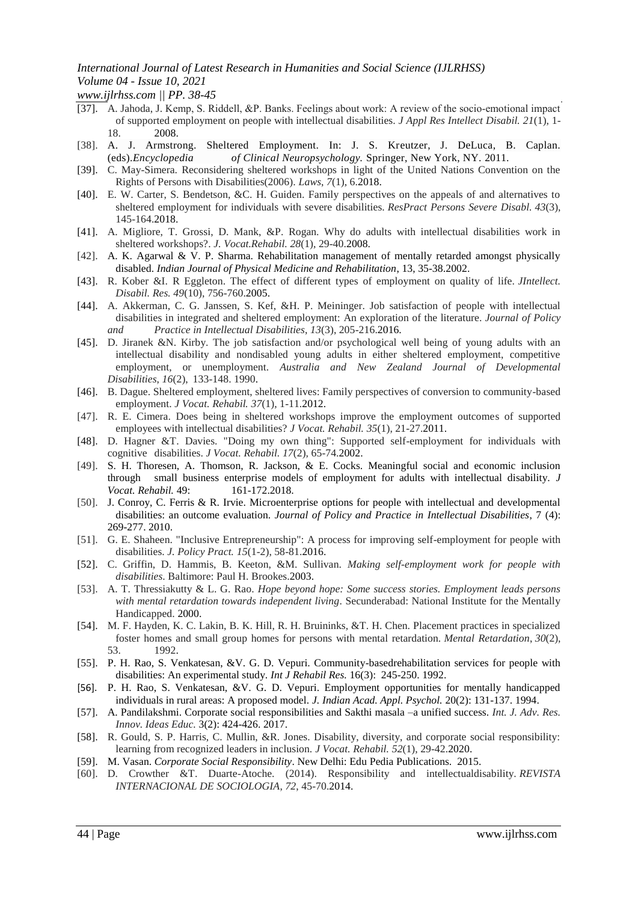[37]. A. Jahoda, J. Kemp, S. Riddell, &P. Banks. Feelings about work: A review of the socio-emotional impact of supported employment on people with intellectual disabilities. *J Appl Res Intellect Disabil. 21*(1), 1-18. 2008.

[38]. A. J. Armstrong. Sheltered Employment. In: J. S. Kreutzer, J. DeLuca, B. Caplan. (eds).*Encyclopedia of Clinical Neuropsychology.* Springer, New York, NY. 2011.

[39]. C. May-Simera. Reconsidering sheltered workshops in light of the United Nations Convention on the Rights of Persons with Disabilities(2006). *Laws*, *7*(1), 6.2018.

[40]. E. W. Carter, S. Bendetson, &C. H. Guiden. Family perspectives on the appeals of and alternatives to sheltered employment for individuals with severe disabilities. *ResPract Persons Severe Disabl. 43*(3), 145-164.2018.

[41]. A. Migliore, T. Grossi, D. Mank, &P. Rogan. Why do adults with intellectual disabilities work in sheltered workshops?. *J. Vocat.Rehabil. 28*(1), 29-40.2008.

[42]. A. K. Agarwal & V. P. Sharma. Rehabilitation management of mentally retarded amongst physically disabled. *Indian Journal of Physical Medicine and Rehabilitation*, 13, 35-38.2002.

[43]. R. Kober &I. R Eggleton. The effect of different types of employment on quality of life. *JIntellect. Disabil. Res. 49*(10), 756-760.2005.

[44]. A. Akkerman, C. G. Janssen, S. Kef, &H. P. Meininger. Job satisfaction of people with intellectual disabilities in integrated and sheltered employment: An exploration of the literature. *Journal of Policy and Practice in Intellectual Disabilities*, *13*(3), 205-216.2016.

[45]. D. Jiranek &N. Kirby. The job satisfaction and/or psychological well being of young adults with an intellectual disability and nondisabled young adults in either sheltered employment, competitive employment, or unemployment. *Australia and New Zealand Journal of Developmental Disabilities*, *16*(2), 133-148. 1990.

[46]. B. Dague. Sheltered employment, sheltered lives: Family perspectives of conversion to community-based employment. *J Vocat. Rehabil. 37*(1), 1-11.2012.

[47]. R. E. Cimera. Does being in sheltered workshops improve the employment outcomes of supported employees with intellectual disabilities? *J Vocat. Rehabil. 35*(1), 21-27.2011.

[48]. D. Hagner &T. Davies. "Doing my own thing": Supported self-employment for individuals with cognitive disabilities. *J Vocat. Rehabil. 17*(2), 65-74.2002.

[49]. S. H. Thoresen, A. Thomson, R. Jackson, & E. Cocks. Meaningful social and economic inclusion through small business enterprise models of employment for adults with intellectual disability. *J Vocat. Rehabil.* 49: 161-172.2018.

[50]. J. Conroy, C. Ferris & R. Irvie. Microenterprise options for people with intellectual and developmental disabilities: an outcome evaluation. *Journal of Policy and Practice in Intellectual Disabilities*, 7 (4): 269-277. 2010.

[51]. G. E. Shaheen. "Inclusive Entrepreneurship": A process for improving self-employment for people with disabilities. *J. Policy Pract. 15*(1-2), 58-81.2016.

[52]. C. Griffin, D. Hammis, B. Keeton, &M. Sullivan. *Making self-employment work for people with disabilities*. Baltimore: Paul H. Brookes.2003.

[53]. A. T. Thressiakutty & L. G. Rao. *Hope beyond hope: Some success stories. Employment leads persons with mental retardation towards independent living*. Secunderabad: National Institute for the Mentally Handicapped. 2000.

[54]. M. F. Hayden, K. C. Lakin, B. K. Hill, R. H. Bruininks, &T. H. Chen. Placement practices in specialized foster homes and small group homes for persons with mental retardation. *Mental Retardation*, *30*(2), 53. 1992.

[55]. P. H. Rao, S. Venkatesan, &V. G. D. Vepuri. Community-basedrehabilitation services for people with disabilities: An experimental study. *Int J Rehabil Res.* 16(3): 245-250. 1992.

[56]. P. H. Rao, S. Venkatesan, &V. G. D. Vepuri. Employment opportunities for mentally handicapped individuals in rural areas: A proposed model. *J. Indian Acad. Appl. Psychol.* 20(2): 131-137. 1994.

[57]. A. Pandilakshmi. Corporate social responsibilities and Sakthi masala –a unified success. *Int. J. Adv. Res. Innov. Ideas Educ.* 3(2): 424-426. 2017.

[58]. R. Gould, S. P. Harris, C. Mullin, &R. Jones. Disability, diversity, and corporate social responsibility: learning from recognized leaders in inclusion. *J Vocat. Rehabil. 52*(1), 29-42.2020.

[59]. M. Vasan. *Corporate Social Responsibility*. New Delhi: Edu Pedia Publications. 2015.

[60]. D. Crowther &T. Duarte-Atoche. (2014). Responsibility and intellectualdisability. *REVISTA INTERNACIONAL DE SOCIOLOGIA*, *72*, 45-70.2014.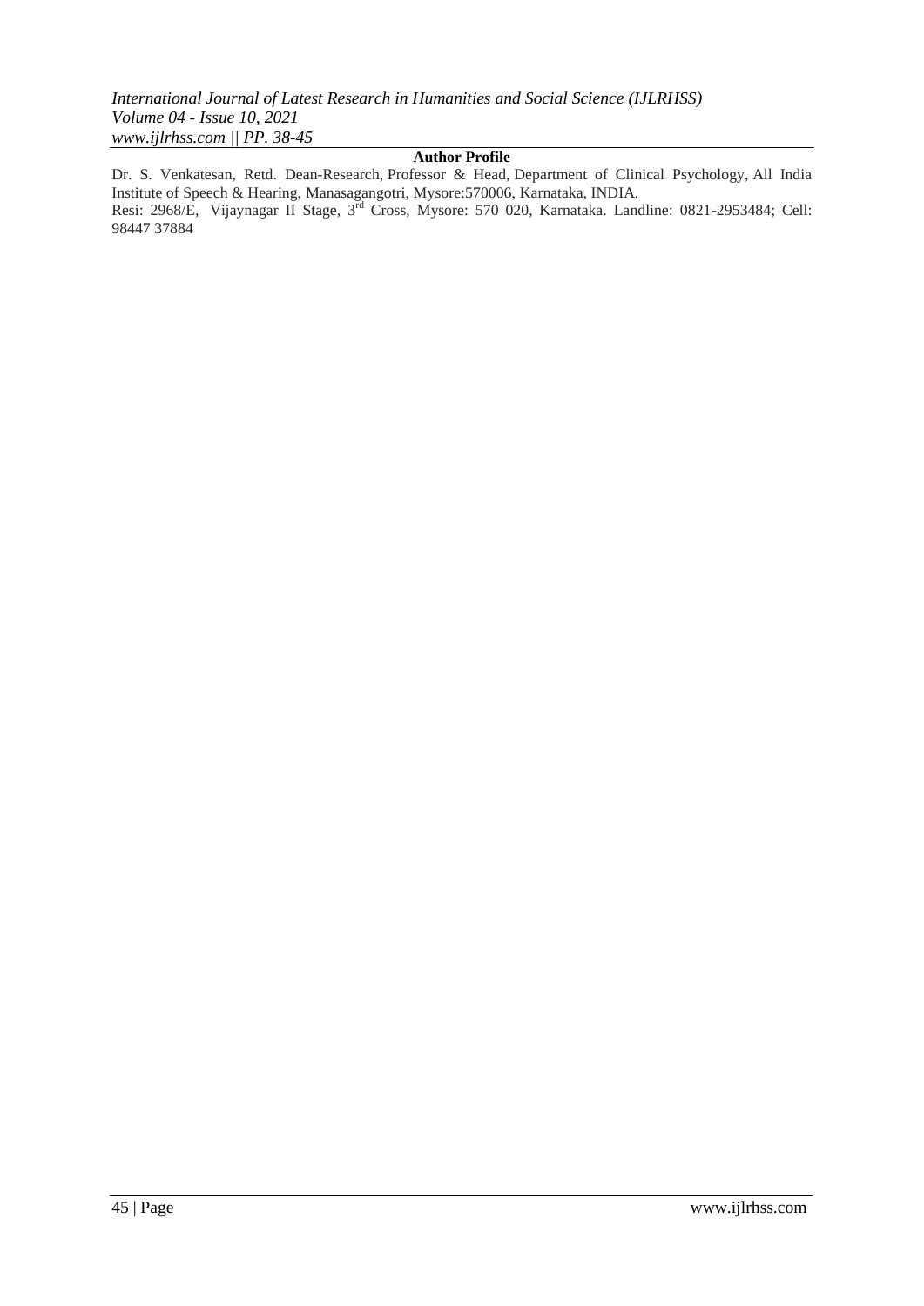**Author Profile**

Dr. S. Venkatesan, Retd. Dean-Research, Professor & Head, Department of Clinical Psychology, All India Institute of Speech & Hearing, Manasagangotri, Mysore:570006, Karnataka, INDIA.

Resi: 2968/E, Vijaynagar II Stage, 3rd Cross, Mysore: 570 020, Karnataka. Landline: 0821-2953484; Cell: 98447 37884